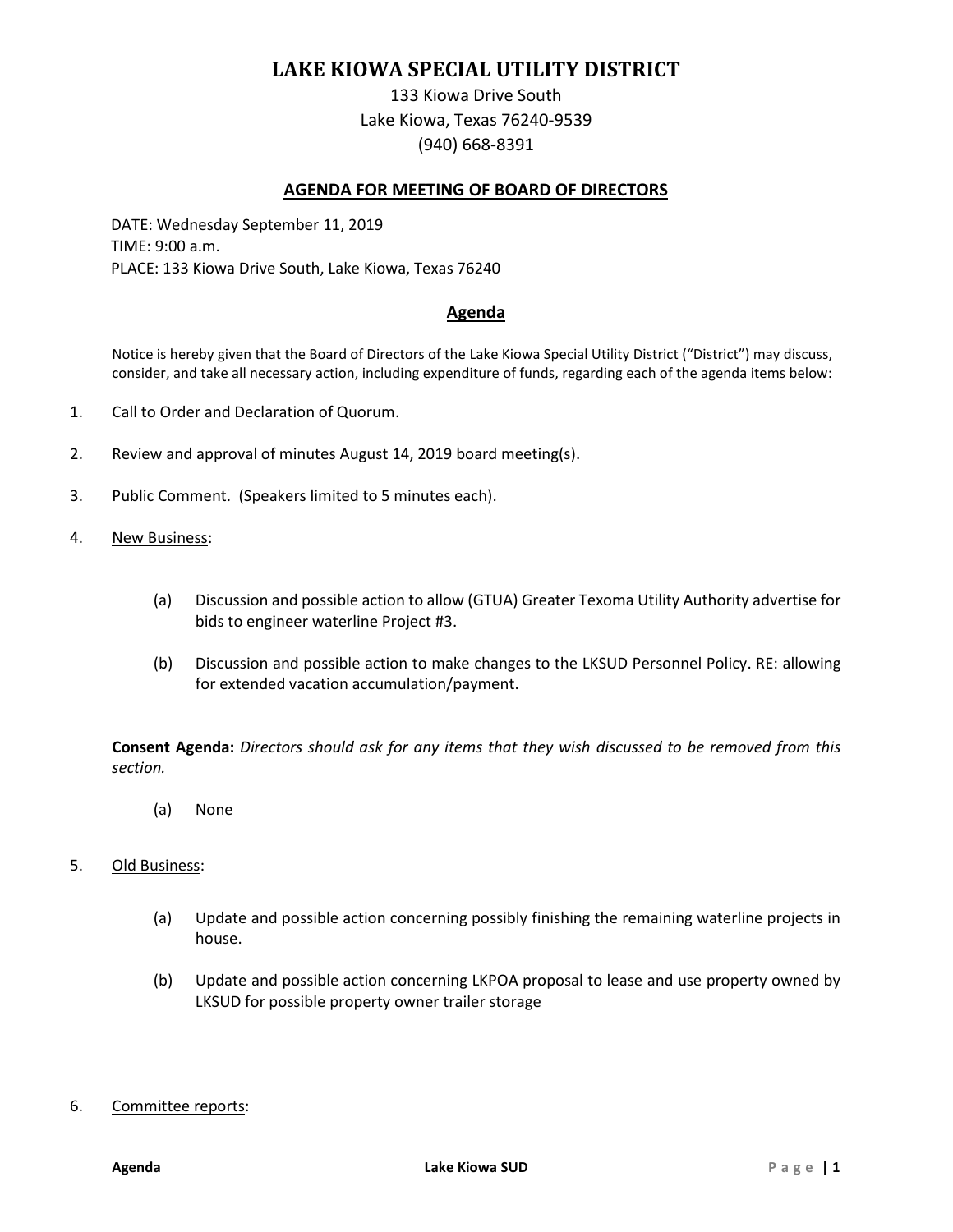# LAKE KIOWA SPECIAL UTILITY DISTRICT

133 Kiowa Drive South
Lake Kiowa, Texas 76240-9539
(940) 668-8391

## AGENDA FOR MEETING OF BOARD OF DIRECTORS

DATE: Wednesday September 11, 2019
TIME: 9:00 a.m.
PLACE: 133 Kiowa Drive South, Lake Kiowa, Texas 76240

## Agenda

Notice is hereby given that the Board of Directors of the Lake Kiowa Special Utility District ("District") may discuss, consider, and take all necessary action, including expenditure of funds, regarding each of the agenda items below:

1. Call to Order and Declaration of Quorum.

2. Review and approval of minutes August 14, 2019 board meeting(s).

3. Public Comment. (Speakers limited to 5 minutes each).

4. New Business:

   (a) Discussion and possible action to allow (GTUA) Greater Texoma Utility Authority advertise for bids to engineer waterline Project #3.

   (b) Discussion and possible action to make changes to the LKSUD Personnel Policy. RE: allowing for extended vacation accumulation/payment.

   **Consent Agenda:** *Directors should ask for any items that they wish discussed to be removed from this section.*

   (a) None

5. Old Business:

   (a) Update and possible action concerning possibly finishing the remaining waterline projects in house.

   (b) Update and possible action concerning LKPOA proposal to lease and use property owned by LKSUD for possible property owner trailer storage

6. Committee reports: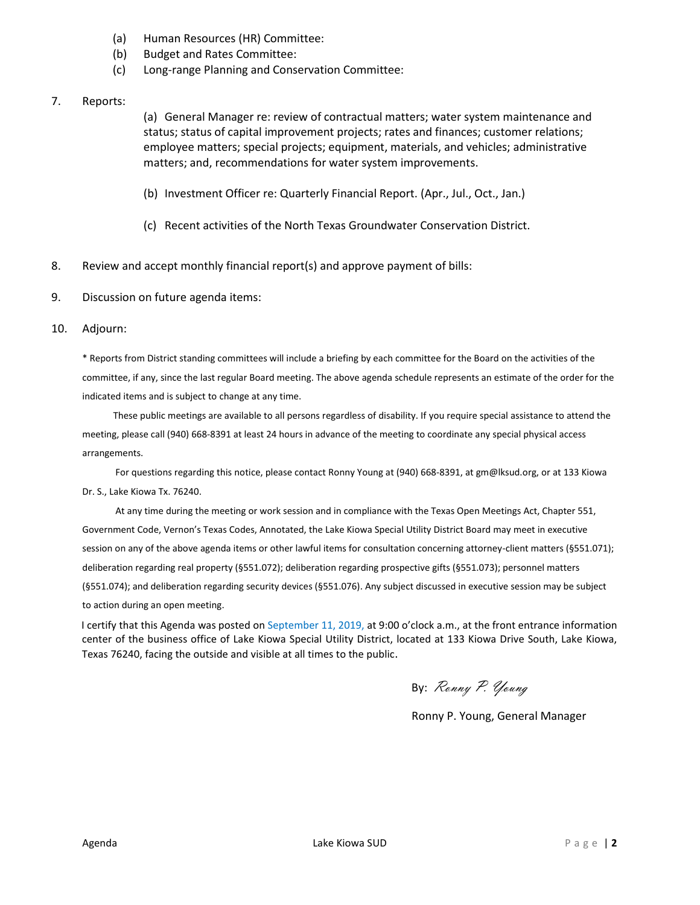(a) Human Resources (HR) Committee:
(b) Budget and Rates Committee:
(c) Long-range Planning and Conservation Committee:

7. Reports:

   (a) General Manager re: review of contractual matters; water system maintenance and status; status of capital improvement projects; rates and finances; customer relations; employee matters; special projects; equipment, materials, and vehicles; administrative matters; and, recommendations for water system improvements.

   (b) Investment Officer re: Quarterly Financial Report. (Apr., Jul., Oct., Jan.)

   (c) Recent activities of the North Texas Groundwater Conservation District.

8. Review and accept monthly financial report(s) and approve payment of bills:

9. Discussion on future agenda items:

10. Adjourn:

* Reports from District standing committees will include a briefing by each committee for the Board on the activities of the committee, if any, since the last regular Board meeting. The above agenda schedule represents an estimate of the order for the indicated items and is subject to change at any time.

These public meetings are available to all persons regardless of disability. If you require special assistance to attend the meeting, please call (940) 668-8391 at least 24 hours in advance of the meeting to coordinate any special physical access arrangements.

For questions regarding this notice, please contact Ronny Young at (940) 668-8391, at gm@lksud.org, or at 133 Kiowa Dr. S., Lake Kiowa Tx. 76240.

At any time during the meeting or work session and in compliance with the Texas Open Meetings Act, Chapter 551, Government Code, Vernon's Texas Codes, Annotated, the Lake Kiowa Special Utility District Board may meet in executive session on any of the above agenda items or other lawful items for consultation concerning attorney-client matters (§551.071); deliberation regarding real property (§551.072); deliberation regarding prospective gifts (§551.073); personnel matters (§551.074); and deliberation regarding security devices (§551.076). Any subject discussed in executive session may be subject to action during an open meeting.

I certify that this Agenda was posted on September 11, 2019, at 9:00 o'clock a.m., at the front entrance information center of the business office of Lake Kiowa Special Utility District, located at 133 Kiowa Drive South, Lake Kiowa, Texas 76240, facing the outside and visible at all times to the public.

By: *Ronny P. Young*

Ronny P. Young, General Manager